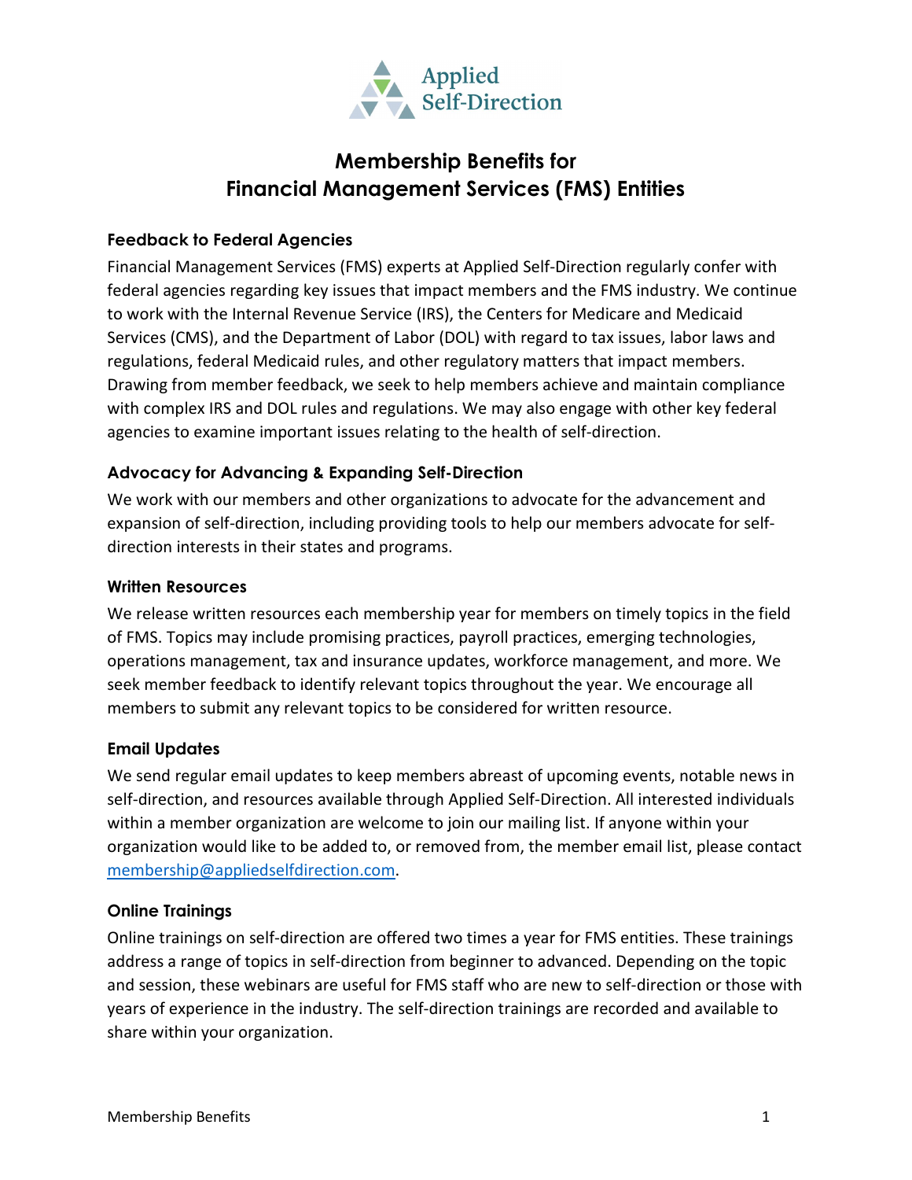Applied Self-Direction

# Membership Benefits for Financial Management Services (FMS) Entities

### Feedback to Federal Agencies

Financial Management Services (FMS) experts at Applied Self-Direction regularly confer with federal agencies regarding key issues that impact members and the FMS industry. We continue to work with the Internal Revenue Service (IRS), the Centers for Medicare and Medicaid Services (CMS), and the Department of Labor (DOL) with regard to tax issues, labor laws and regulations, federal Medicaid rules, and other regulatory matters that impact members. Drawing from member feedback, we seek to help members achieve and maintain compliance with complex IRS and DOL rules and regulations. We may also engage with other key federal agencies to examine important issues relating to the health of self-direction.

### Advocacy for Advancing & Expanding Self-Direction

We work with our members and other organizations to advocate for the advancement and expansion of self-direction, including providing tools to help our members advocate for self-direction interests in their states and programs.

### Written Resources

We release written resources each membership year for members on timely topics in the field of FMS. Topics may include promising practices, payroll practices, emerging technologies, operations management, tax and insurance updates, workforce management, and more. We seek member feedback to identify relevant topics throughout the year. We encourage all members to submit any relevant topics to be considered for written resource.

### Email Updates

We send regular email updates to keep members abreast of upcoming events, notable news in self-direction, and resources available through Applied Self-Direction. All interested individuals within a member organization are welcome to join our mailing list. If anyone within your organization would like to be added to, or removed from, the member email list, please contact membership@appliedselfdirection.com.

### Online Trainings

Online trainings on self-direction are offered two times a year for FMS entities. These trainings address a range of topics in self-direction from beginner to advanced. Depending on the topic and session, these webinars are useful for FMS staff who are new to self-direction or those with years of experience in the industry. The self-direction trainings are recorded and available to share within your organization.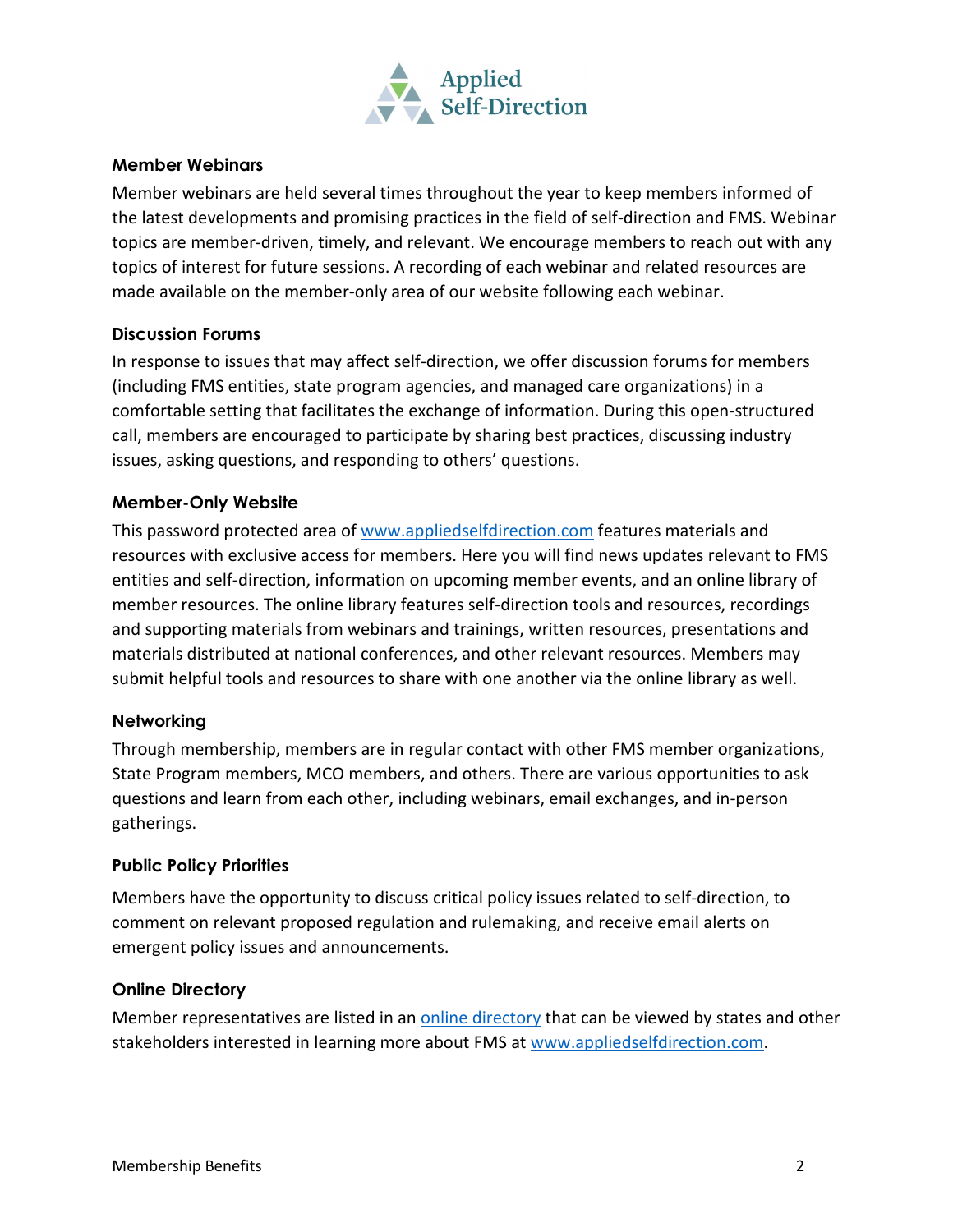### Member Webinars

Member webinars are held several times throughout the year to keep members informed of the latest developments and promising practices in the field of self-direction and FMS. Webinar topics are member-driven, timely, and relevant. We encourage members to reach out with any topics of interest for future sessions. A recording of each webinar and related resources are made available on the member-only area of our website following each webinar.

### Discussion Forums

In response to issues that may affect self-direction, we offer discussion forums for members (including FMS entities, state program agencies, and managed care organizations) in a comfortable setting that facilitates the exchange of information. During this open-structured call, members are encouraged to participate by sharing best practices, discussing industry issues, asking questions, and responding to others' questions.

### Member-Only Website

This password protected area of [www.appliedselfdirection.com](http://www.appliedselfdirection.com) features materials and resources with exclusive access for members. Here you will find news updates relevant to FMS entities and self-direction, information on upcoming member events, and an online library of member resources. The online library features self-direction tools and resources, recordings and supporting materials from webinars and trainings, written resources, presentations and materials distributed at national conferences, and other relevant resources. Members may submit helpful tools and resources to share with one another via the online library as well.

### Networking

Through membership, members are in regular contact with other FMS member organizations, State Program members, MCO members, and others. There are various opportunities to ask questions and learn from each other, including webinars, email exchanges, and in-person gatherings.

### Public Policy Priorities

Members have the opportunity to discuss critical policy issues related to self-direction, to comment on relevant proposed regulation and rulemaking, and receive email alerts on emergent policy issues and announcements.

### Online Directory

Member representatives are listed in an online directory that can be viewed by states and other stakeholders interested in learning more about FMS at [www.appliedselfdirection.com](http://www.appliedselfdirection.com).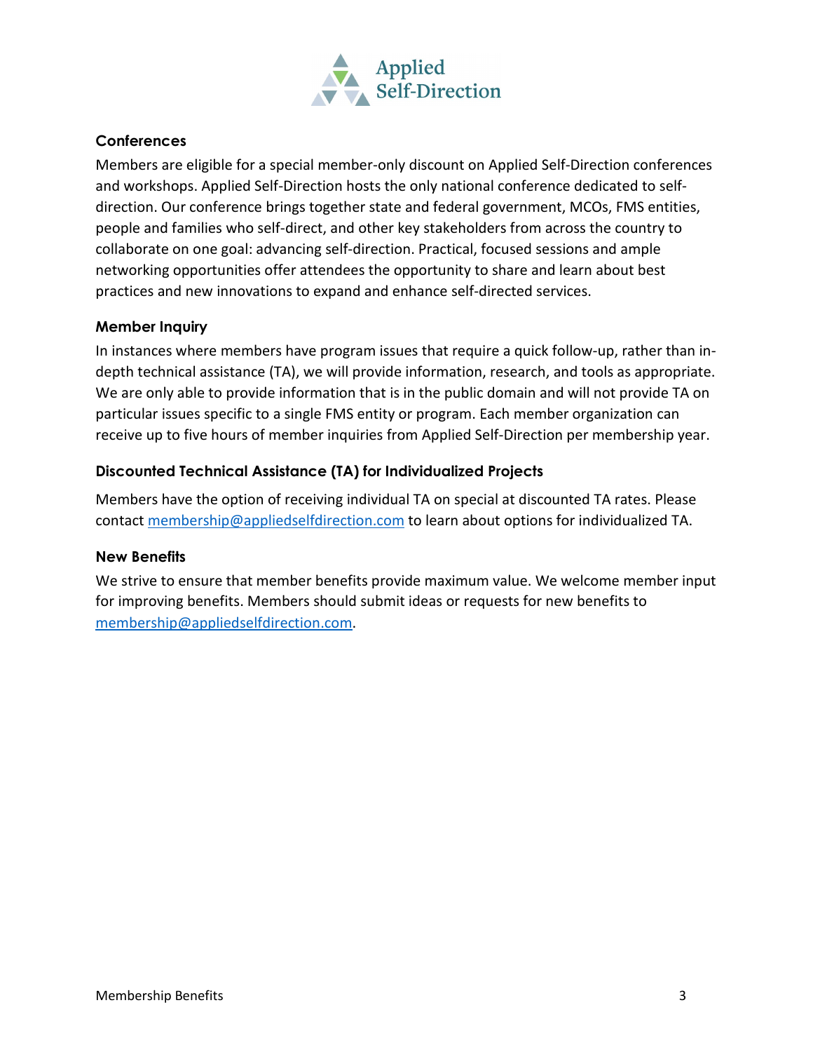### Conferences

Members are eligible for a special member-only discount on Applied Self-Direction conferences and workshops. Applied Self-Direction hosts the only national conference dedicated to self-direction. Our conference brings together state and federal government, MCOs, FMS entities, people and families who self-direct, and other key stakeholders from across the country to collaborate on one goal: advancing self-direction. Practical, focused sessions and ample networking opportunities offer attendees the opportunity to share and learn about best practices and new innovations to expand and enhance self-directed services.

### Member Inquiry

In instances where members have program issues that require a quick follow-up, rather than in-depth technical assistance (TA), we will provide information, research, and tools as appropriate. We are only able to provide information that is in the public domain and will not provide TA on particular issues specific to a single FMS entity or program. Each member organization can receive up to five hours of member inquiries from Applied Self-Direction per membership year.

### Discounted Technical Assistance (TA) for Individualized Projects

Members have the option of receiving individual TA on special at discounted TA rates. Please contact membership@appliedselfdirection.com to learn about options for individualized TA.

### New Benefits

We strive to ensure that member benefits provide maximum value. We welcome member input for improving benefits. Members should submit ideas or requests for new benefits to membership@appliedselfdirection.com.